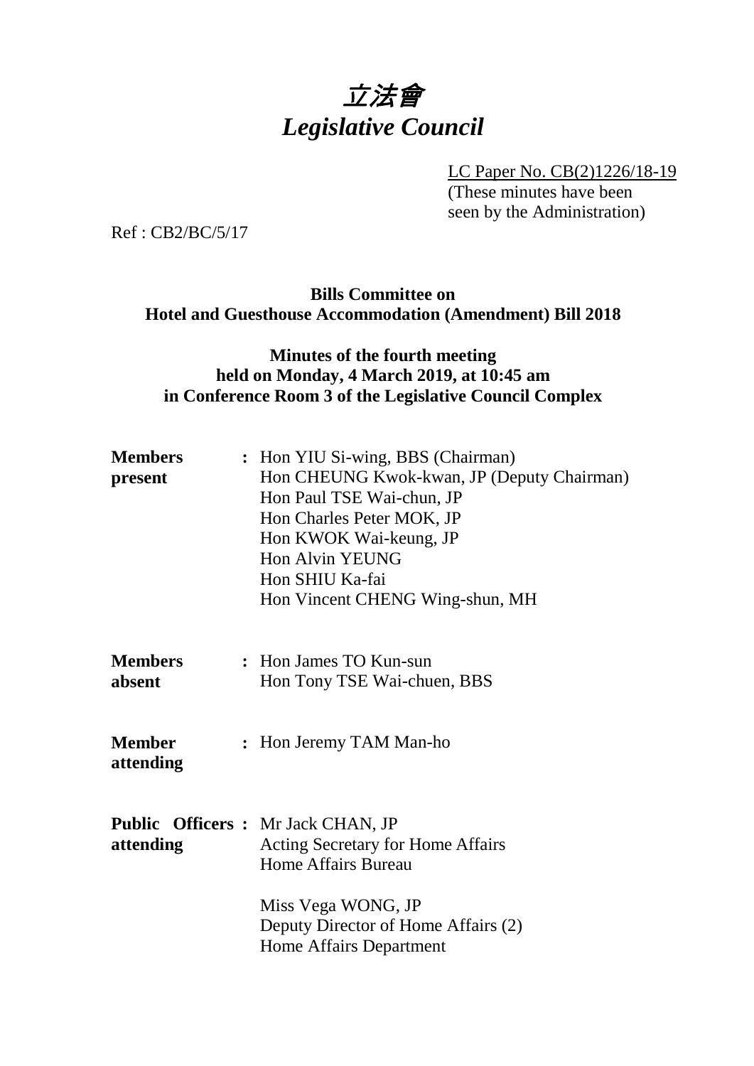# 立法會
# *Legislative Council*

LC Paper No. CB(2)1226/18-19
(These minutes have been seen by the Administration)

Ref : CB2/BC/5/17

**Bills Committee on**
**Hotel and Guesthouse Accommodation (Amendment) Bill 2018**

**Minutes of the fourth meeting**
**held on Monday, 4 March 2019, at 10:45 am**
**in Conference Room 3 of the Legislative Council Complex**

| | | |
|---|---|---|
| **Members present** | **:** | Hon YIU Si-wing, BBS (Chairman)<br>Hon CHEUNG Kwok-kwan, JP (Deputy Chairman)<br>Hon Paul TSE Wai-chun, JP<br>Hon Charles Peter MOK, JP<br>Hon KWOK Wai-keung, JP<br>Hon Alvin YEUNG<br>Hon SHIU Ka-fai<br>Hon Vincent CHENG Wing-shun, MH |
| **Members absent** | **:** | Hon James TO Kun-sun<br>Hon Tony TSE Wai-chuen, BBS |
| **Member attending** | **:** | Hon Jeremy TAM Man-ho |
| **Public Officers attending** | **:** | Mr Jack CHAN, JP<br>Acting Secretary for Home Affairs<br>Home Affairs Bureau<br><br>Miss Vega WONG, JP<br>Deputy Director of Home Affairs (2)<br>Home Affairs Department |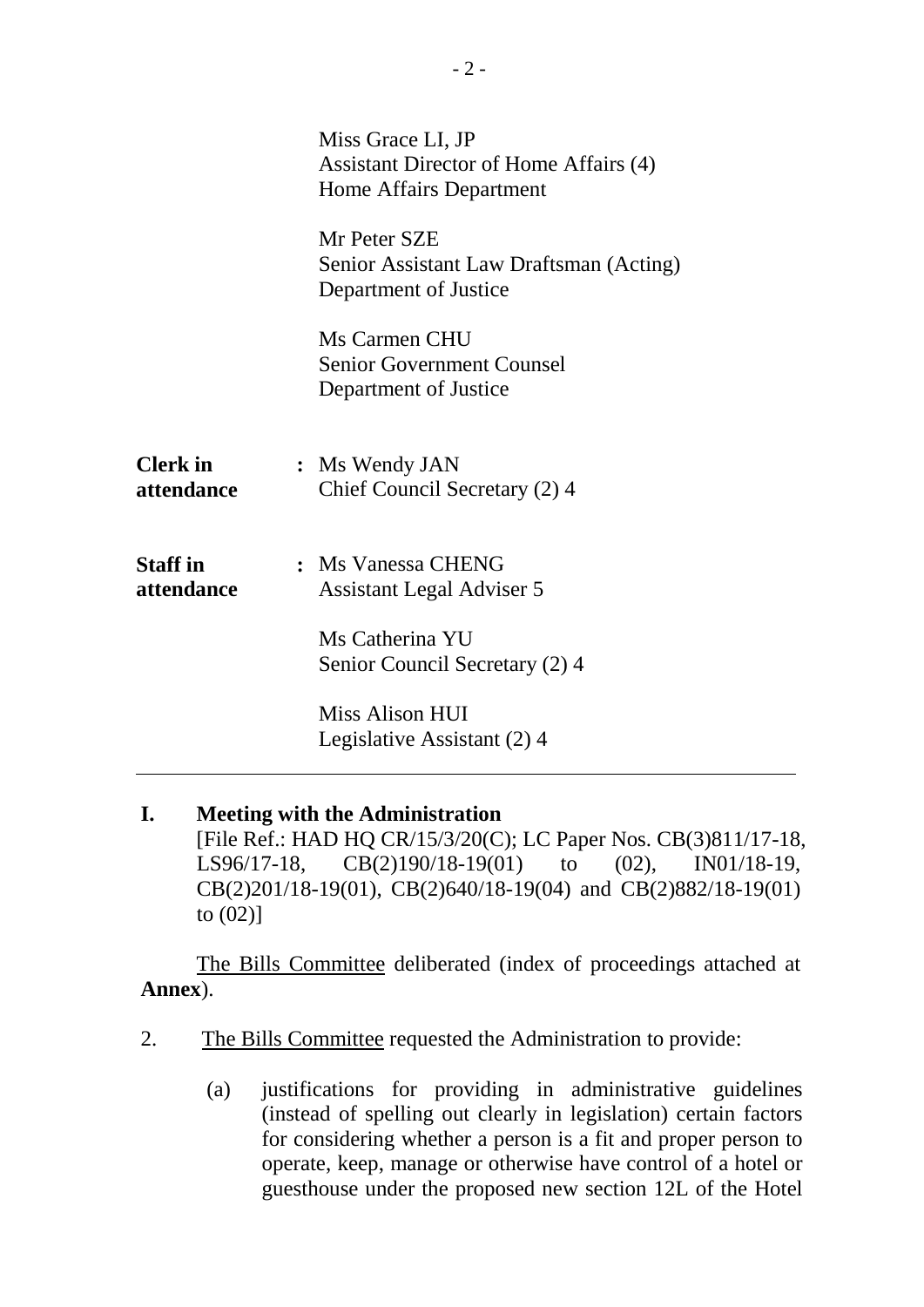Miss Grace LI, JP
Assistant Director of Home Affairs (4)
Home Affairs Department

Mr Peter SZE
Senior Assistant Law Draftsman (Acting)
Department of Justice

Ms Carmen CHU
Senior Government Counsel
Department of Justice

**Clerk in attendance** : Ms Wendy JAN
Chief Council Secretary (2) 4

**Staff in attendance** : Ms Vanessa CHENG
Assistant Legal Adviser 5

Ms Catherina YU
Senior Council Secretary (2) 4

Miss Alison HUI
Legislative Assistant (2) 4

---

## I. Meeting with the Administration

[File Ref.: HAD HQ CR/15/3/20(C); LC Paper Nos. CB(3)811/17-18, LS96/17-18, CB(2)190/18-19(01) to (02), IN01/18-19, CB(2)201/18-19(01), CB(2)640/18-19(04) and CB(2)882/18-19(01) to (02)]

The Bills Committee deliberated (index of proceedings attached at **Annex**).

2. The Bills Committee requested the Administration to provide:

(a) justifications for providing in administrative guidelines (instead of spelling out clearly in legislation) certain factors for considering whether a person is a fit and proper person to operate, keep, manage or otherwise have control of a hotel or guesthouse under the proposed new section 12L of the Hotel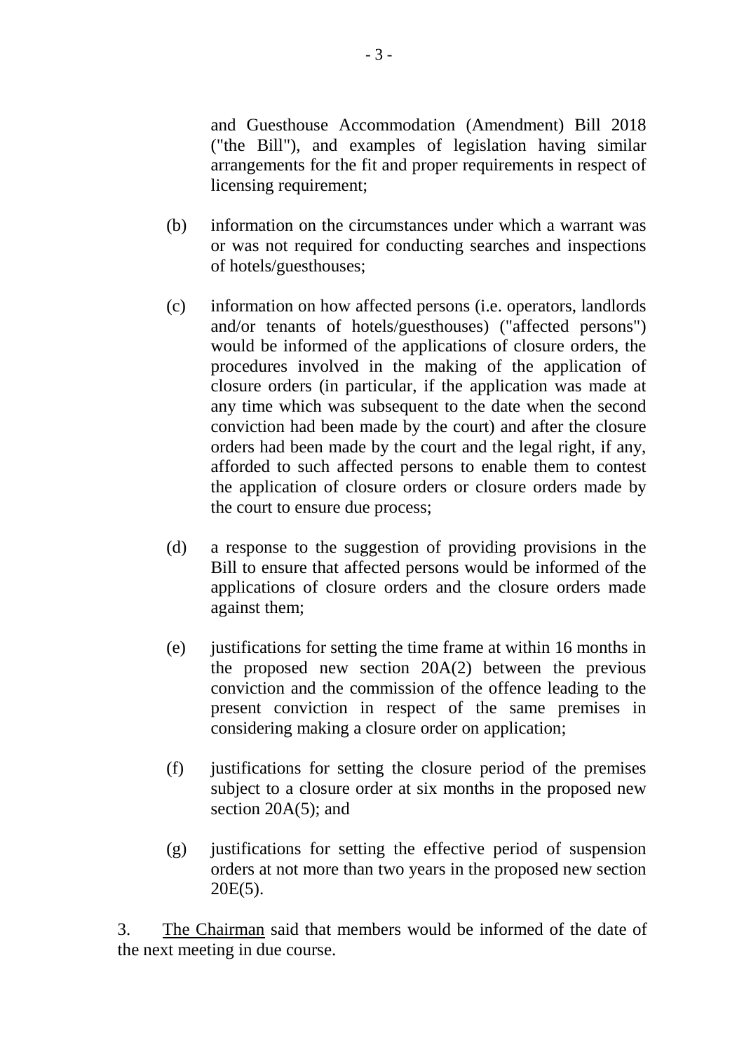and Guesthouse Accommodation (Amendment) Bill 2018 ("the Bill"), and examples of legislation having similar arrangements for the fit and proper requirements in respect of licensing requirement;

(b) information on the circumstances under which a warrant was or was not required for conducting searches and inspections of hotels/guesthouses;

(c) information on how affected persons (i.e. operators, landlords and/or tenants of hotels/guesthouses) ("affected persons") would be informed of the applications of closure orders, the procedures involved in the making of the application of closure orders (in particular, if the application was made at any time which was subsequent to the date when the second conviction had been made by the court) and after the closure orders had been made by the court and the legal right, if any, afforded to such affected persons to enable them to contest the application of closure orders or closure orders made by the court to ensure due process;

(d) a response to the suggestion of providing provisions in the Bill to ensure that affected persons would be informed of the applications of closure orders and the closure orders made against them;

(e) justifications for setting the time frame at within 16 months in the proposed new section 20A(2) between the previous conviction and the commission of the offence leading to the present conviction in respect of the same premises in considering making a closure order on application;

(f) justifications for setting the closure period of the premises subject to a closure order at six months in the proposed new section 20A(5); and

(g) justifications for setting the effective period of suspension orders at not more than two years in the proposed new section 20E(5).

3. The Chairman said that members would be informed of the date of the next meeting in due course.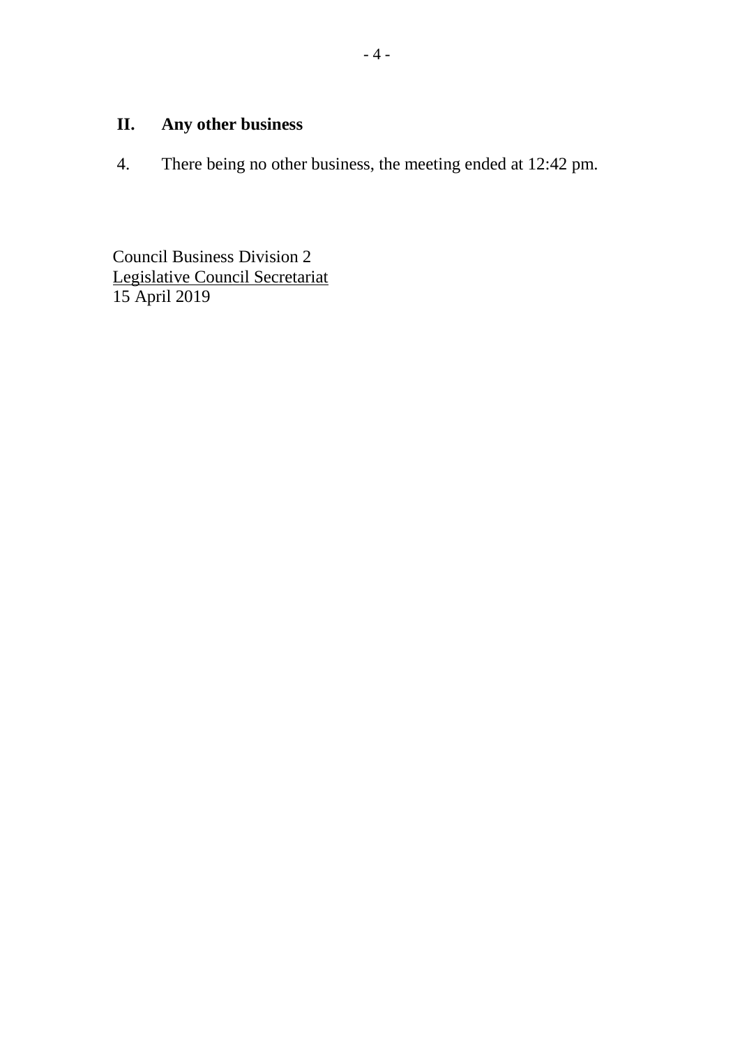## II. Any other business

4. There being no other business, the meeting ended at 12:42 pm.

Council Business Division 2
Legislative Council Secretariat
15 April 2019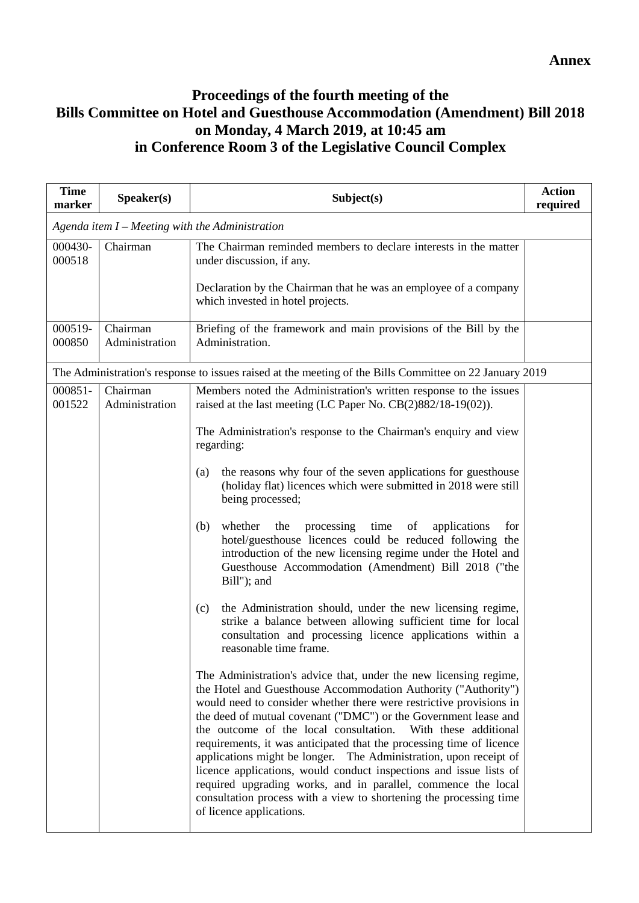**Annex**

# Proceedings of the fourth meeting of the Bills Committee on Hotel and Guesthouse Accommodation (Amendment) Bill 2018 on Monday, 4 March 2019, at 10:45 am in Conference Room 3 of the Legislative Council Complex

| Time marker | Speaker(s) | Subject(s) | Action required |
|---|---|---|---|
| *Agenda item I – Meeting with the Administration* | | | |
| 000430-000518 | Chairman | The Chairman reminded members to declare interests in the matter under discussion, if any.<br><br>Declaration by the Chairman that he was an employee of a company which invested in hotel projects. | |
| 000519-000850 | Chairman<br>Administration | Briefing of the framework and main provisions of the Bill by the Administration. | |
| The Administration's response to issues raised at the meeting of the Bills Committee on 22 January 2019 | | | |
| 000851-001522 | Chairman<br>Administration | Members noted the Administration's written response to the issues raised at the last meeting (LC Paper No. CB(2)882/18-19(02)).<br><br>The Administration's response to the Chairman's enquiry and view regarding:<br><br>(a) the reasons why four of the seven applications for guesthouse (holiday flat) licences which were submitted in 2018 were still being processed;<br><br>(b) whether the processing time of applications for hotel/guesthouse licences could be reduced following the introduction of the new licensing regime under the Hotel and Guesthouse Accommodation (Amendment) Bill 2018 ("the Bill"); and<br><br>(c) the Administration should, under the new licensing regime, strike a balance between allowing sufficient time for local consultation and processing licence applications within a reasonable time frame.<br><br>The Administration's advice that, under the new licensing regime, the Hotel and Guesthouse Accommodation Authority ("Authority") would need to consider whether there were restrictive provisions in the deed of mutual covenant ("DMC") or the Government lease and the outcome of the local consultation. With these additional requirements, it was anticipated that the processing time of licence applications might be longer. The Administration, upon receipt of licence applications, would conduct inspections and issue lists of required upgrading works, and in parallel, commence the local consultation process with a view to shortening the processing time of licence applications. | |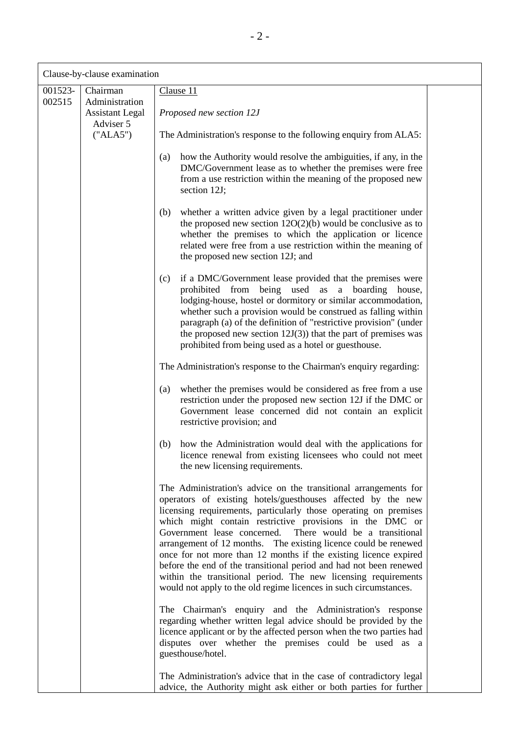| Clause-by-clause examination | | | |
|---|---|---|---|
| 001523-002515 | Chairman<br>Administration<br>Assistant Legal Adviser 5 ("ALA5") | Clause 11<br><br>*Proposed new section 12J*<br><br>The Administration's response to the following enquiry from ALA5:<br><br>(a) how the Authority would resolve the ambiguities, if any, in the DMC/Government lease as to whether the premises were free from a use restriction within the meaning of the proposed new section 12J;<br><br>(b) whether a written advice given by a legal practitioner under the proposed new section 12O(2)(b) would be conclusive as to whether the premises to which the application or licence related were free from a use restriction within the meaning of the proposed new section 12J; and<br><br>(c) if a DMC/Government lease provided that the premises were prohibited from being used as a boarding house, lodging-house, hostel or dormitory or similar accommodation, whether such a provision would be construed as falling within paragraph (a) of the definition of "restrictive provision" (under the proposed new section 12J(3)) that the part of premises was prohibited from being used as a hotel or guesthouse.<br><br>The Administration's response to the Chairman's enquiry regarding:<br><br>(a) whether the premises would be considered as free from a use restriction under the proposed new section 12J if the DMC or Government lease concerned did not contain an explicit restrictive provision; and<br><br>(b) how the Administration would deal with the applications for licence renewal from existing licensees who could not meet the new licensing requirements.<br><br>The Administration's advice on the transitional arrangements for operators of existing hotels/guesthouses affected by the new licensing requirements, particularly those operating on premises which might contain restrictive provisions in the DMC or Government lease concerned. There would be a transitional arrangement of 12 months. The existing licence could be renewed once for not more than 12 months if the existing licence expired before the end of the transitional period and had not been renewed within the transitional period. The new licensing requirements would not apply to the old regime licences in such circumstances.<br><br>The Chairman's enquiry and the Administration's response regarding whether written legal advice should be provided by the licence applicant or by the affected person when the two parties had disputes over whether the premises could be used as a guesthouse/hotel.<br><br>The Administration's advice that in the case of contradictory legal advice, the Authority might ask either or both parties for further | |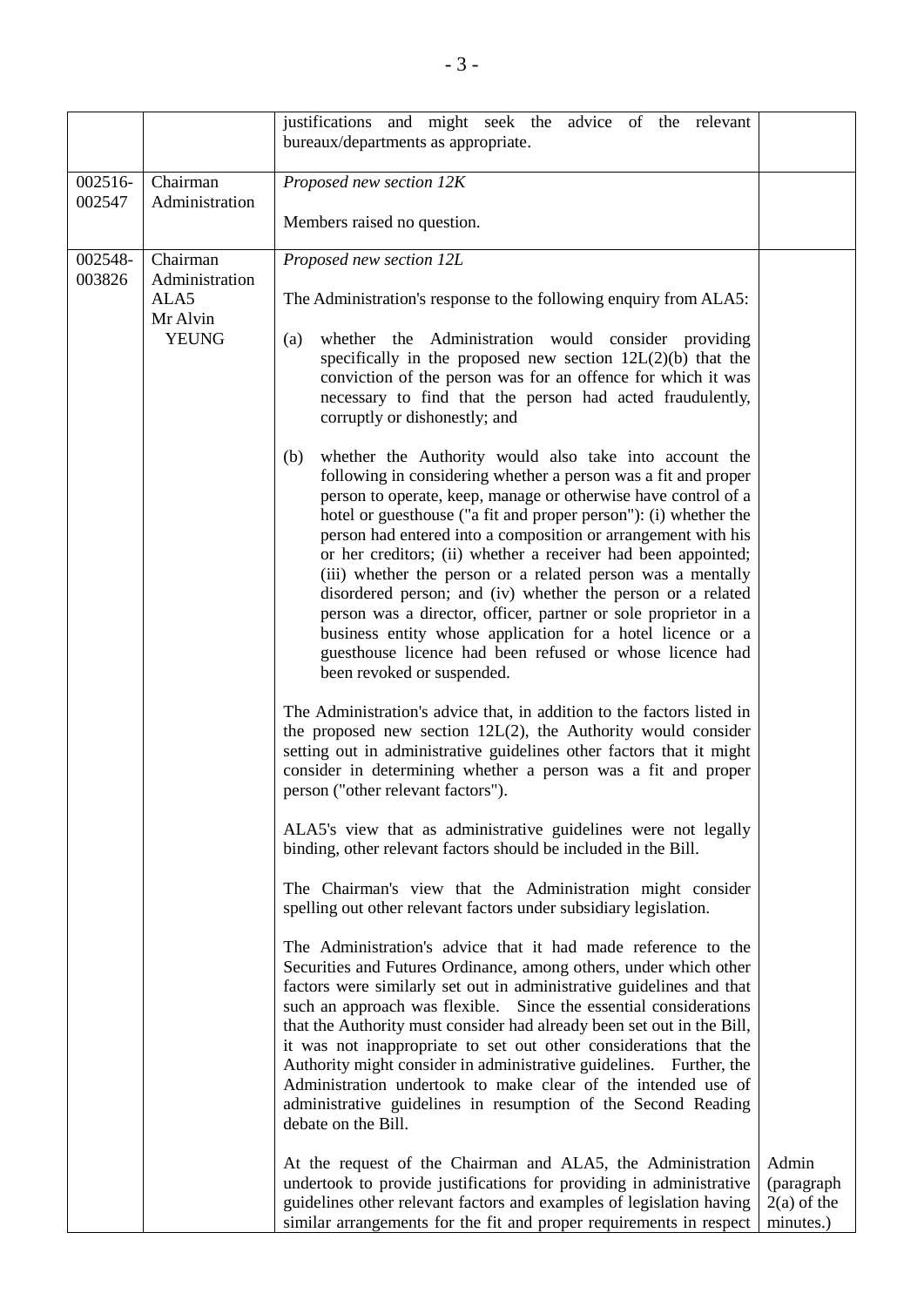| | | | |
|---|---|---|---|
| | | justifications and might seek the advice of the relevant bureaux/departments as appropriate. | |
| 002516-002547 | Chairman<br>Administration | *Proposed new section 12K*<br><br>Members raised no question. | |
| 002548-003826 | Chairman<br>Administration<br>ALA5<br>Mr Alvin YEUNG | *Proposed new section 12L*<br><br>The Administration's response to the following enquiry from ALA5:<br><br>(a) whether the Administration would consider providing specifically in the proposed new section 12L(2)(b) that the conviction of the person was for an offence for which it was necessary to find that the person had acted fraudulently, corruptly or dishonestly; and<br><br>(b) whether the Authority would also take into account the following in considering whether a person was a fit and proper person to operate, keep, manage or otherwise have control of a hotel or guesthouse ("a fit and proper person"): (i) whether the person had entered into a composition or arrangement with his or her creditors; (ii) whether a receiver had been appointed; (iii) whether the person or a related person was a mentally disordered person; and (iv) whether the person or a related person was a director, officer, partner or sole proprietor in a business entity whose application for a hotel licence or a guesthouse licence had been refused or whose licence had been revoked or suspended.<br><br>The Administration's advice that, in addition to the factors listed in the proposed new section 12L(2), the Authority would consider setting out in administrative guidelines other factors that it might consider in determining whether a person was a fit and proper person ("other relevant factors").<br><br>ALA5's view that as administrative guidelines were not legally binding, other relevant factors should be included in the Bill.<br><br>The Chairman's view that the Administration might consider spelling out other relevant factors under subsidiary legislation.<br><br>The Administration's advice that it had made reference to the Securities and Futures Ordinance, among others, under which other factors were similarly set out in administrative guidelines and that such an approach was flexible. Since the essential considerations that the Authority must consider had already been set out in the Bill, it was not inappropriate to set out other considerations that the Authority might consider in administrative guidelines. Further, the Administration undertook to make clear of the intended use of administrative guidelines in resumption of the Second Reading debate on the Bill.<br><br>At the request of the Chairman and ALA5, the Administration undertook to provide justifications for providing in administrative guidelines other relevant factors and examples of legislation having similar arrangements for the fit and proper requirements in respect | Admin (paragraph 2(a) of the minutes.) |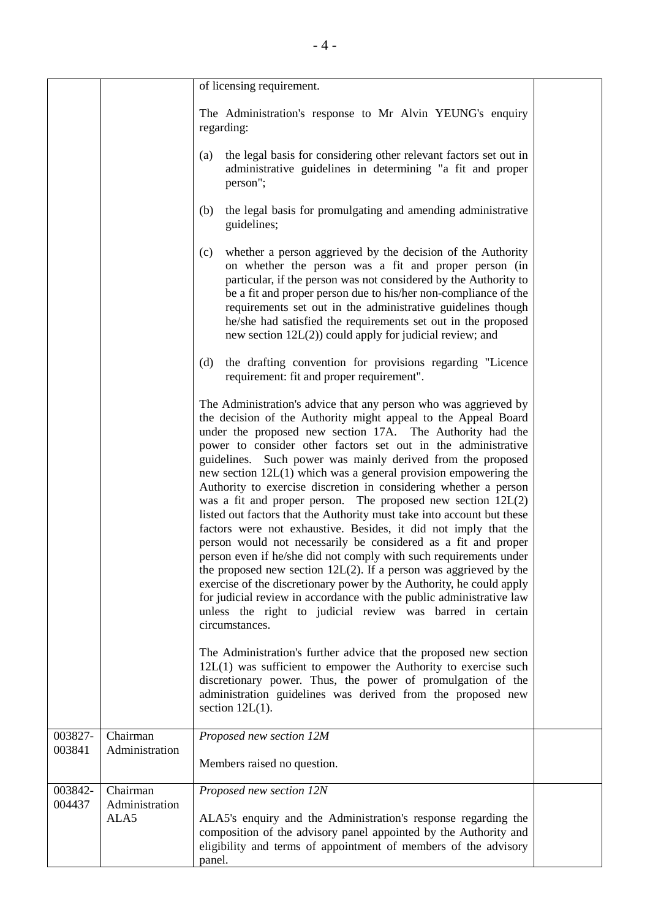| | | | |
|---|---|---|---|
| | | of licensing requirement.<br><br>The Administration's response to Mr Alvin YEUNG's enquiry regarding:<br><br>(a) the legal basis for considering other relevant factors set out in administrative guidelines in determining "a fit and proper person";<br><br>(b) the legal basis for promulgating and amending administrative guidelines;<br><br>(c) whether a person aggrieved by the decision of the Authority on whether the person was a fit and proper person (in particular, if the person was not considered by the Authority to be a fit and proper person due to his/her non-compliance of the requirements set out in the administrative guidelines though he/she had satisfied the requirements set out in the proposed new section 12L(2)) could apply for judicial review; and<br><br>(d) the drafting convention for provisions regarding "Licence requirement: fit and proper requirement".<br><br>The Administration's advice that any person who was aggrieved by the decision of the Authority might appeal to the Appeal Board under the proposed new section 17A. The Authority had the power to consider other factors set out in the administrative guidelines. Such power was mainly derived from the proposed new section 12L(1) which was a general provision empowering the Authority to exercise discretion in considering whether a person was a fit and proper person. The proposed new section 12L(2) listed out factors that the Authority must take into account but these factors were not exhaustive. Besides, it did not imply that the person would not necessarily be considered as a fit and proper person even if he/she did not comply with such requirements under the proposed new section 12L(2). If a person was aggrieved by the exercise of the discretionary power by the Authority, he could apply for judicial review in accordance with the public administrative law unless the right to judicial review was barred in certain circumstances.<br><br>The Administration's further advice that the proposed new section 12L(1) was sufficient to empower the Authority to exercise such discretionary power. Thus, the power of promulgation of the administration guidelines was derived from the proposed new section 12L(1). | |
| 003827-003841 | Chairman<br>Administration | *Proposed new section 12M*<br><br>Members raised no question. | |
| 003842-004437 | Chairman<br>Administration<br>ALA5 | *Proposed new section 12N*<br><br>ALA5's enquiry and the Administration's response regarding the composition of the advisory panel appointed by the Authority and eligibility and terms of appointment of members of the advisory panel. | |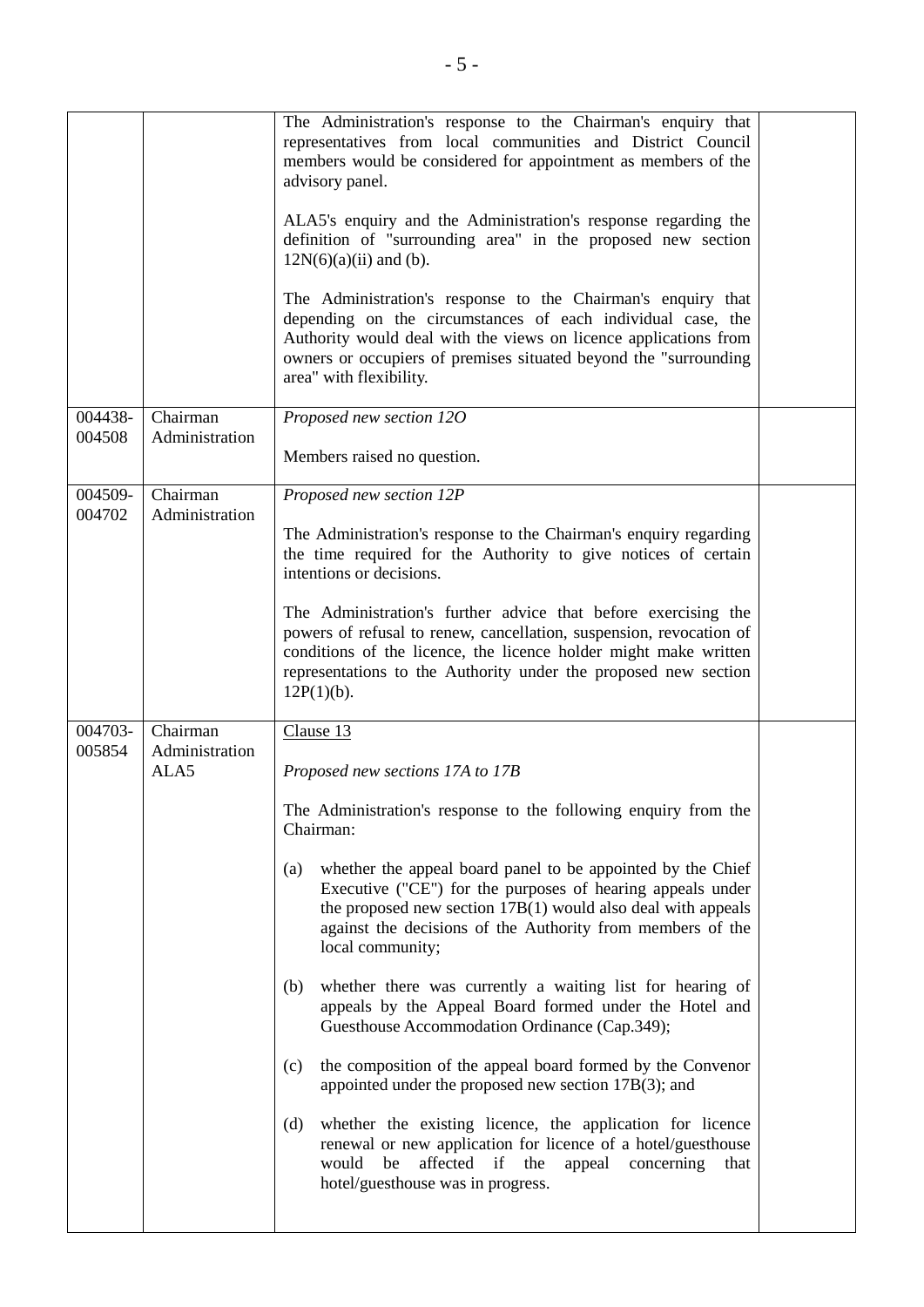| | | | |
|---|---|---|---|
| | | The Administration's response to the Chairman's enquiry that representatives from local communities and District Council members would be considered for appointment as members of the advisory panel.<br><br>ALA5's enquiry and the Administration's response regarding the definition of "surrounding area" in the proposed new section 12N(6)(a)(ii) and (b).<br><br>The Administration's response to the Chairman's enquiry that depending on the circumstances of each individual case, the Authority would deal with the views on licence applications from owners or occupiers of premises situated beyond the "surrounding area" with flexibility. | |
| 004438-004508 | Chairman<br>Administration | *Proposed new section 12O*<br><br>Members raised no question. | |
| 004509-004702 | Chairman<br>Administration | *Proposed new section 12P*<br><br>The Administration's response to the Chairman's enquiry regarding the time required for the Authority to give notices of certain intentions or decisions.<br><br>The Administration's further advice that before exercising the powers of refusal to renew, cancellation, suspension, revocation of conditions of the licence, the licence holder might make written representations to the Authority under the proposed new section 12P(1)(b). | |
| 004703-005854 | Chairman<br>Administration<br>ALA5 | <u>Clause 13</u><br><br>*Proposed new sections 17A to 17B*<br><br>The Administration's response to the following enquiry from the Chairman:<br><br>(a) whether the appeal board panel to be appointed by the Chief Executive ("CE") for the purposes of hearing appeals under the proposed new section 17B(1) would also deal with appeals against the decisions of the Authority from members of the local community;<br><br>(b) whether there was currently a waiting list for hearing of appeals by the Appeal Board formed under the Hotel and Guesthouse Accommodation Ordinance (Cap.349);<br><br>(c) the composition of the appeal board formed by the Convenor appointed under the proposed new section 17B(3); and<br><br>(d) whether the existing licence, the application for licence renewal or new application for licence of a hotel/guesthouse would be affected if the appeal concerning that hotel/guesthouse was in progress. | |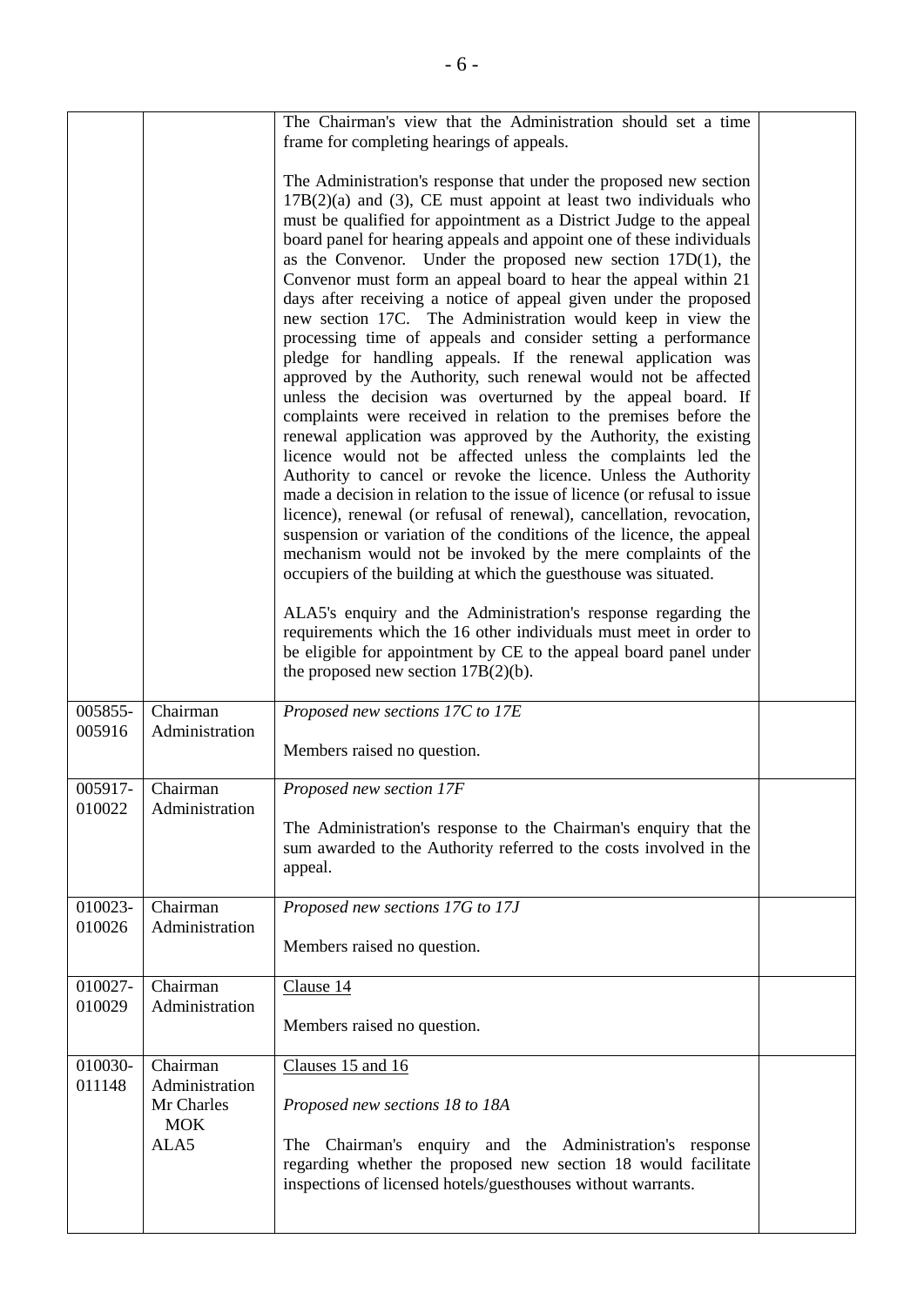| | | | |
|---|---|---|---|
| | | The Chairman's view that the Administration should set a time frame for completing hearings of appeals.<br><br>The Administration's response that under the proposed new section 17B(2)(a) and (3), CE must appoint at least two individuals who must be qualified for appointment as a District Judge to the appeal board panel for hearing appeals and appoint one of these individuals as the Convenor. Under the proposed new section 17D(1), the Convenor must form an appeal board to hear the appeal within 21 days after receiving a notice of appeal given under the proposed new section 17C. The Administration would keep in view the processing time of appeals and consider setting a performance pledge for handling appeals. If the renewal application was approved by the Authority, such renewal would not be affected unless the decision was overturned by the appeal board. If complaints were received in relation to the premises before the renewal application was approved by the Authority, the existing licence would not be affected unless the complaints led the Authority to cancel or revoke the licence. Unless the Authority made a decision in relation to the issue of licence (or refusal to issue licence), renewal (or refusal of renewal), cancellation, revocation, suspension or variation of the conditions of the licence, the appeal mechanism would not be invoked by the mere complaints of the occupiers of the building at which the guesthouse was situated.<br><br>ALA5's enquiry and the Administration's response regarding the requirements which the 16 other individuals must meet in order to be eligible for appointment by CE to the appeal board panel under the proposed new section 17B(2)(b). | |
| 005855-005916 | Chairman<br>Administration | *Proposed new sections 17C to 17E*<br><br>Members raised no question. | |
| 005917-010022 | Chairman<br>Administration | *Proposed new section 17F*<br><br>The Administration's response to the Chairman's enquiry that the sum awarded to the Authority referred to the costs involved in the appeal. | |
| 010023-010026 | Chairman<br>Administration | *Proposed new sections 17G to 17J*<br><br>Members raised no question. | |
| 010027-010029 | Chairman<br>Administration | Clause 14<br><br>Members raised no question. | |
| 010030-011148 | Chairman<br>Administration<br>Mr Charles MOK<br>ALA5 | Clauses 15 and 16<br><br>*Proposed new sections 18 to 18A*<br><br>The Chairman's enquiry and the Administration's response regarding whether the proposed new section 18 would facilitate inspections of licensed hotels/guesthouses without warrants. | |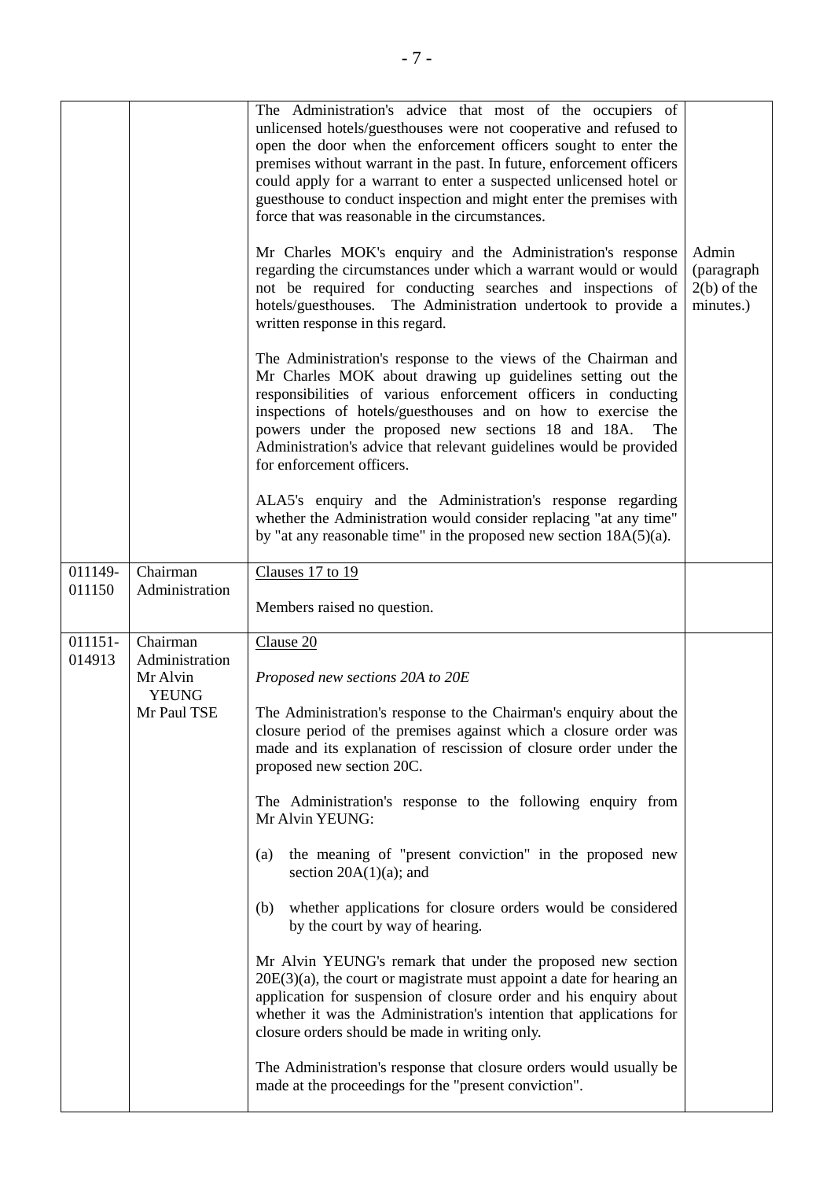| | | | |
|---|---|---|---|
| | | The Administration's advice that most of the occupiers of unlicensed hotels/guesthouses were not cooperative and refused to open the door when the enforcement officers sought to enter the premises without warrant in the past. In future, enforcement officers could apply for a warrant to enter a suspected unlicensed hotel or guesthouse to conduct inspection and might enter the premises with force that was reasonable in the circumstances.<br><br>Mr Charles MOK's enquiry and the Administration's response regarding the circumstances under which a warrant would or would not be required for conducting searches and inspections of hotels/guesthouses. The Administration undertook to provide a written response in this regard.<br><br>The Administration's response to the views of the Chairman and Mr Charles MOK about drawing up guidelines setting out the responsibilities of various enforcement officers in conducting inspections of hotels/guesthouses and on how to exercise the powers under the proposed new sections 18 and 18A. The Administration's advice that relevant guidelines would be provided for enforcement officers.<br><br>ALA5's enquiry and the Administration's response regarding whether the Administration would consider replacing "at any time" by "at any reasonable time" in the proposed new section 18A(5)(a). | Admin (paragraph 2(b) of the minutes.) |
| 011149-011150 | Chairman<br>Administration | Clauses 17 to 19<br><br>Members raised no question. | |
| 011151-014913 | Chairman<br>Administration<br>Mr Alvin YEUNG<br>Mr Paul TSE | Clause 20<br><br>*Proposed new sections 20A to 20E*<br><br>The Administration's response to the Chairman's enquiry about the closure period of the premises against which a closure order was made and its explanation of rescission of closure order under the proposed new section 20C.<br><br>The Administration's response to the following enquiry from Mr Alvin YEUNG:<br><br>(a) the meaning of "present conviction" in the proposed new section 20A(1)(a); and<br><br>(b) whether applications for closure orders would be considered by the court by way of hearing.<br><br>Mr Alvin YEUNG's remark that under the proposed new section 20E(3)(a), the court or magistrate must appoint a date for hearing an application for suspension of closure order and his enquiry about whether it was the Administration's intention that applications for closure orders should be made in writing only.<br><br>The Administration's response that closure orders would usually be made at the proceedings for the "present conviction". | |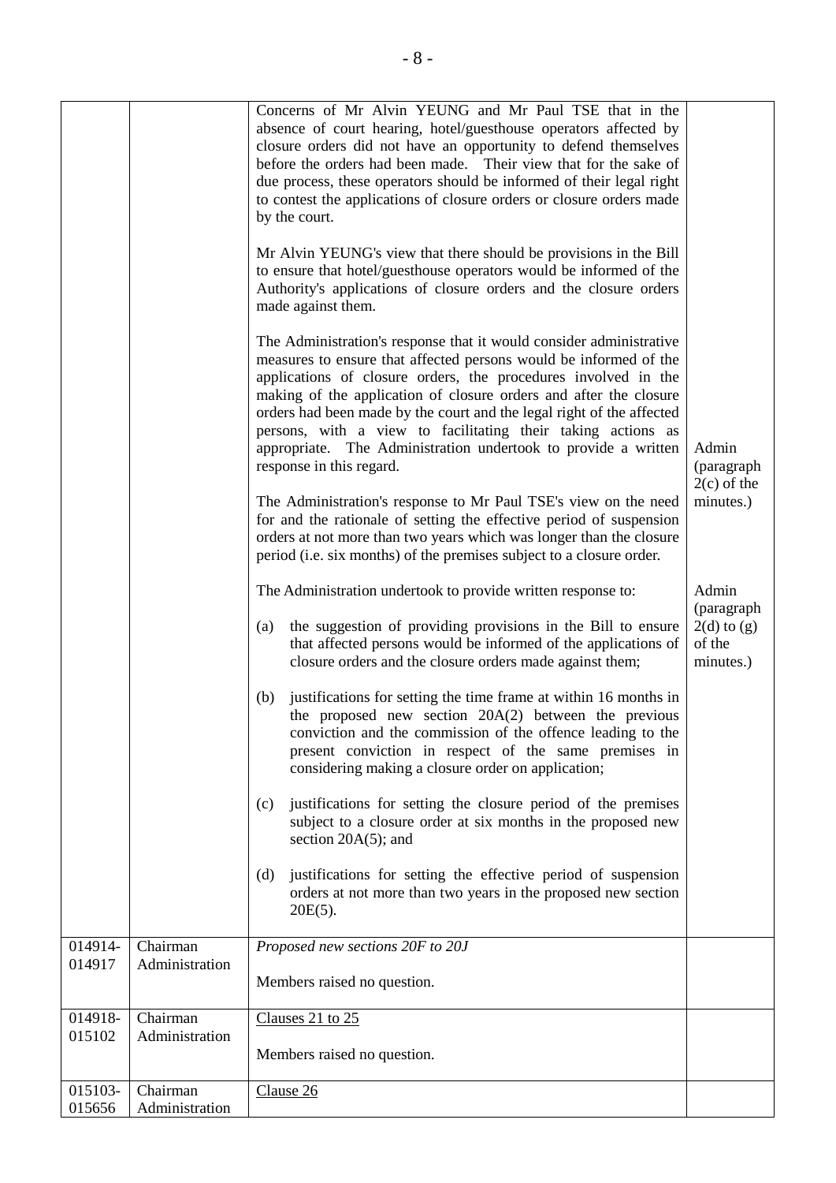| | | | |
|---|---|---|---|
| | | Concerns of Mr Alvin YEUNG and Mr Paul TSE that in the absence of court hearing, hotel/guesthouse operators affected by closure orders did not have an opportunity to defend themselves before the orders had been made. Their view that for the sake of due process, these operators should be informed of their legal right to contest the applications of closure orders or closure orders made by the court.<br><br>Mr Alvin YEUNG's view that there should be provisions in the Bill to ensure that hotel/guesthouse operators would be informed of the Authority's applications of closure orders and the closure orders made against them.<br><br>The Administration's response that it would consider administrative measures to ensure that affected persons would be informed of the applications of closure orders, the procedures involved in the making of the application of closure orders and after the closure orders had been made by the court and the legal right of the affected persons, with a view to facilitating their taking actions as appropriate. The Administration undertook to provide a written response in this regard.<br><br>The Administration's response to Mr Paul TSE's view on the need for and the rationale of setting the effective period of suspension orders at not more than two years which was longer than the closure period (i.e. six months) of the premises subject to a closure order. | Admin (paragraph 2(c) of the minutes.) |
| | | The Administration undertook to provide written response to:<br><br>(a) the suggestion of providing provisions in the Bill to ensure that affected persons would be informed of the applications of closure orders and the closure orders made against them;<br><br>(b) justifications for setting the time frame at within 16 months in the proposed new section 20A(2) between the previous conviction and the commission of the offence leading to the present conviction in respect of the same premises in considering making a closure order on application;<br><br>(c) justifications for setting the closure period of the premises subject to a closure order at six months in the proposed new section 20A(5); and<br><br>(d) justifications for setting the effective period of suspension orders at not more than two years in the proposed new section 20E(5). | Admin (paragraph 2(d) to (g) of the minutes.) |
| 014914-014917 | Chairman<br>Administration | *Proposed new sections 20F to 20J*<br><br>Members raised no question. | |
| 014918-015102 | Chairman<br>Administration | <u>Clauses 21 to 25</u><br><br>Members raised no question. | |
| 015103-015656 | Chairman<br>Administration | <u>Clause 26</u> | |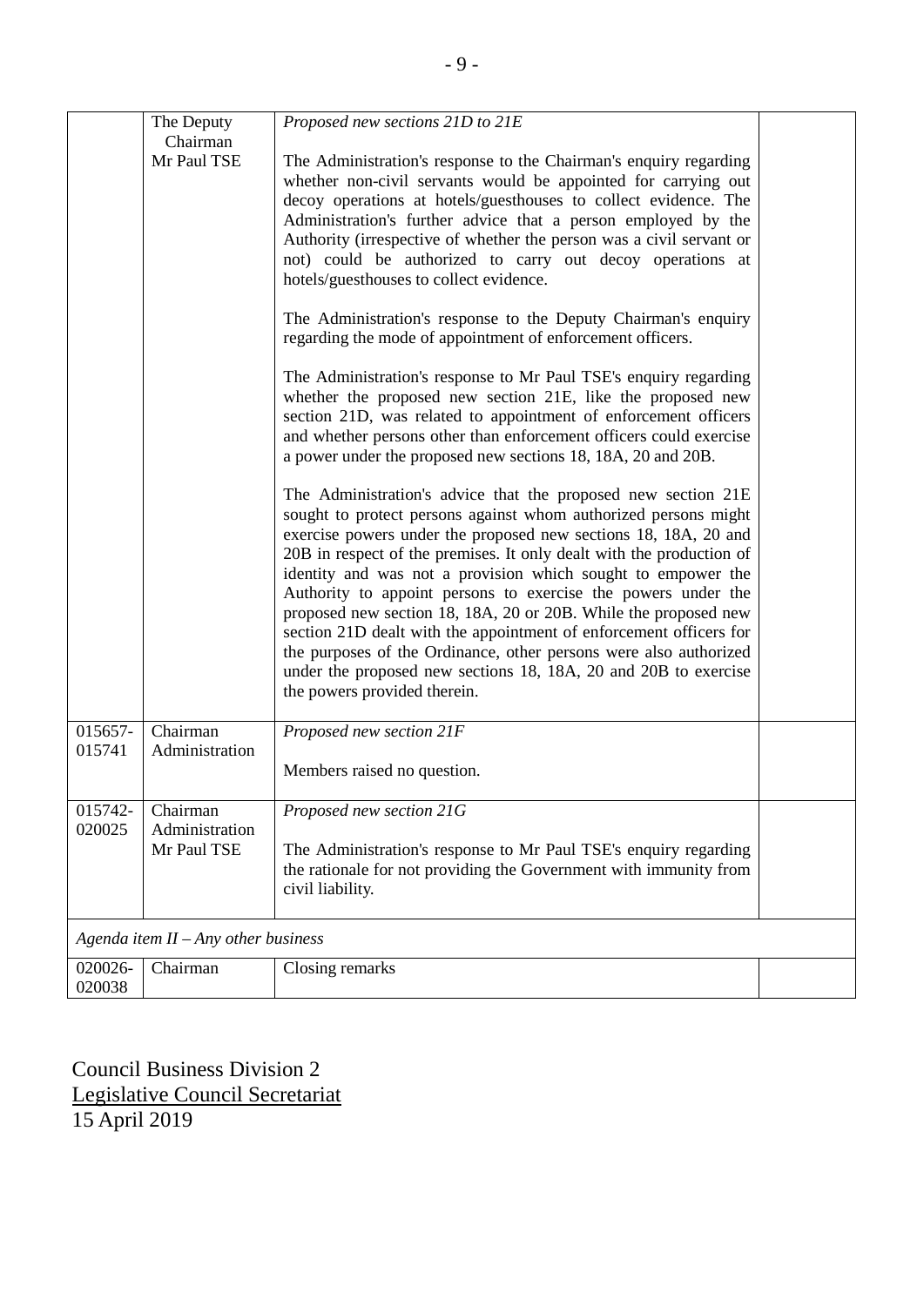| | | | |
|---|---|---|---|
| | The Deputy Chairman<br>Mr Paul TSE | *Proposed new sections 21D to 21E*<br><br>The Administration's response to the Chairman's enquiry regarding whether non-civil servants would be appointed for carrying out decoy operations at hotels/guesthouses to collect evidence. The Administration's further advice that a person employed by the Authority (irrespective of whether the person was a civil servant or not) could be authorized to carry out decoy operations at hotels/guesthouses to collect evidence.<br><br>The Administration's response to the Deputy Chairman's enquiry regarding the mode of appointment of enforcement officers.<br><br>The Administration's response to Mr Paul TSE's enquiry regarding whether the proposed new section 21E, like the proposed new section 21D, was related to appointment of enforcement officers and whether persons other than enforcement officers could exercise a power under the proposed new sections 18, 18A, 20 and 20B.<br><br>The Administration's advice that the proposed new section 21E sought to protect persons against whom authorized persons might exercise powers under the proposed new sections 18, 18A, 20 and 20B in respect of the premises. It only dealt with the production of identity and was not a provision which sought to empower the Authority to appoint persons to exercise the powers under the proposed new section 18, 18A, 20 or 20B. While the proposed new section 21D dealt with the appointment of enforcement officers for the purposes of the Ordinance, other persons were also authorized under the proposed new sections 18, 18A, 20 and 20B to exercise the powers provided therein. | |
| 015657-015741 | Chairman<br>Administration | *Proposed new section 21F*<br><br>Members raised no question. | |
| 015742-020025 | Chairman<br>Administration<br>Mr Paul TSE | *Proposed new section 21G*<br><br>The Administration's response to Mr Paul TSE's enquiry regarding the rationale for not providing the Government with immunity from civil liability. | |
| *Agenda item II – Any other business* | | | |
| 020026-020038 | Chairman | Closing remarks | |

Council Business Division 2
Legislative Council Secretariat
15 April 2019